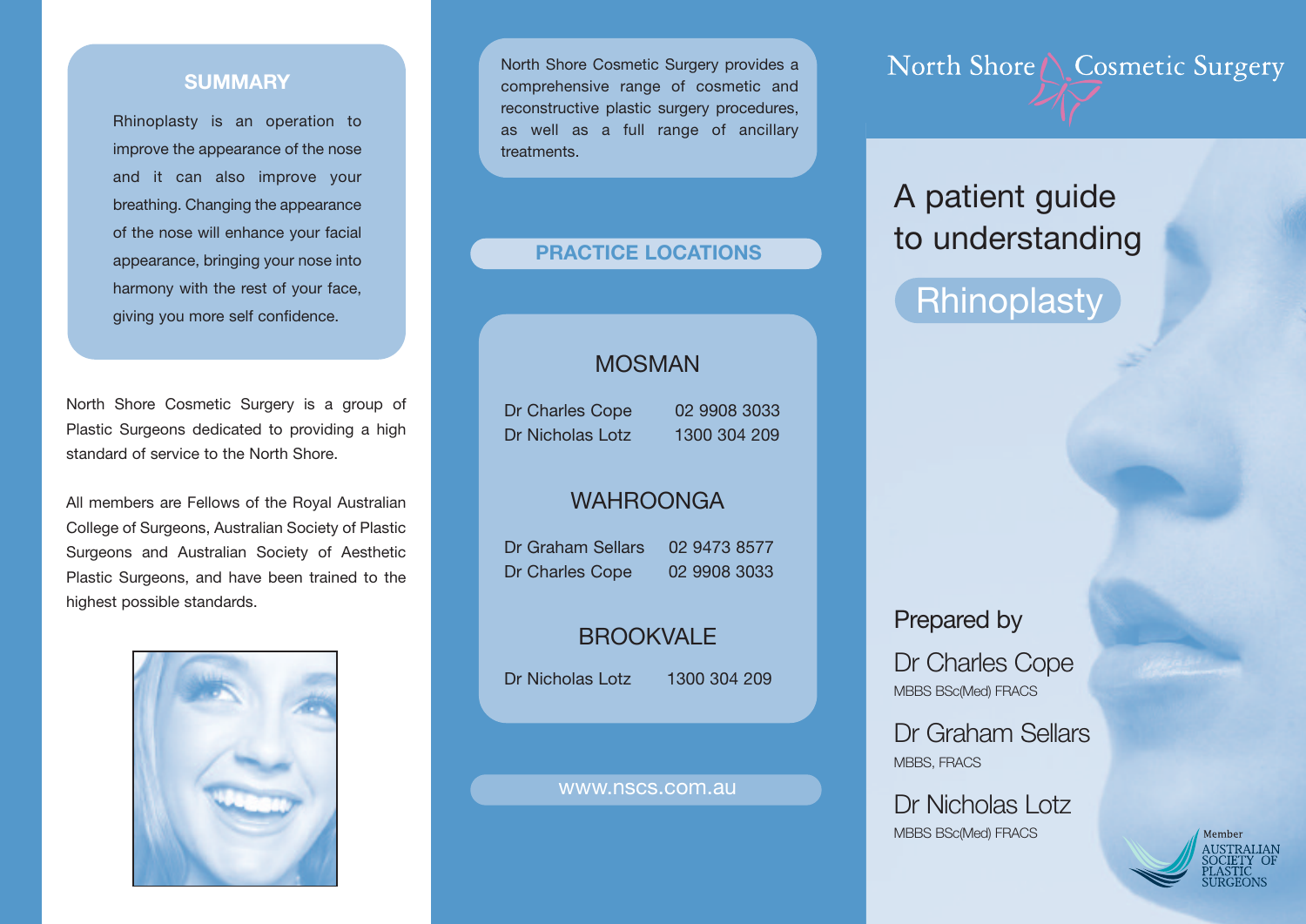## SUMMARY

Rhinoplasty is an operation to improve the appearance of the nose and it can also improve your breathing. Changing the appearance of the nose will enhance your facial appearance, bringing your nose into harmony with the rest of your face, giving you more self confidence.

North Shore Cosmetic Surgery is a group of Plastic Surgeons dedicated to providing a high standard of service to the North Shore.

All members are Fellows of the Royal Australian College of Surgeons, Australian Society of Plastic Surgeons and Australian Society of Aesthetic Plastic Surgeons, and have been trained to the highest possible standards.

North Shore Cosmetic Surgery provides a comprehensive range of cosmetic and reconstructive plastic surgery procedures, as well as a full range of ancillary treatments.

## PRACTICE LOCATIONS

### MOSMAN

Dr Charles Cope 02 9908 3033
Dr Nicholas Lotz 1300 304 209

### WAHROONGA

Dr Graham Sellars 02 9473 8577
Dr Charles Cope 02 9908 3033

### BROOKVALE

Dr Nicholas Lotz 1300 304 209

www.nscs.com.au

# North Shore Cosmetic Surgery

## A patient guide to understanding

# Rhinoplasty

Prepared by

Dr Charles Cope
MBBS BSc(Med) FRACS

Dr Graham Sellars
MBBS, FRACS

Dr Nicholas Lotz
MBBS BSc(Med) FRACS

Member
AUSTRALIAN SOCIETY OF PLASTIC SURGEONS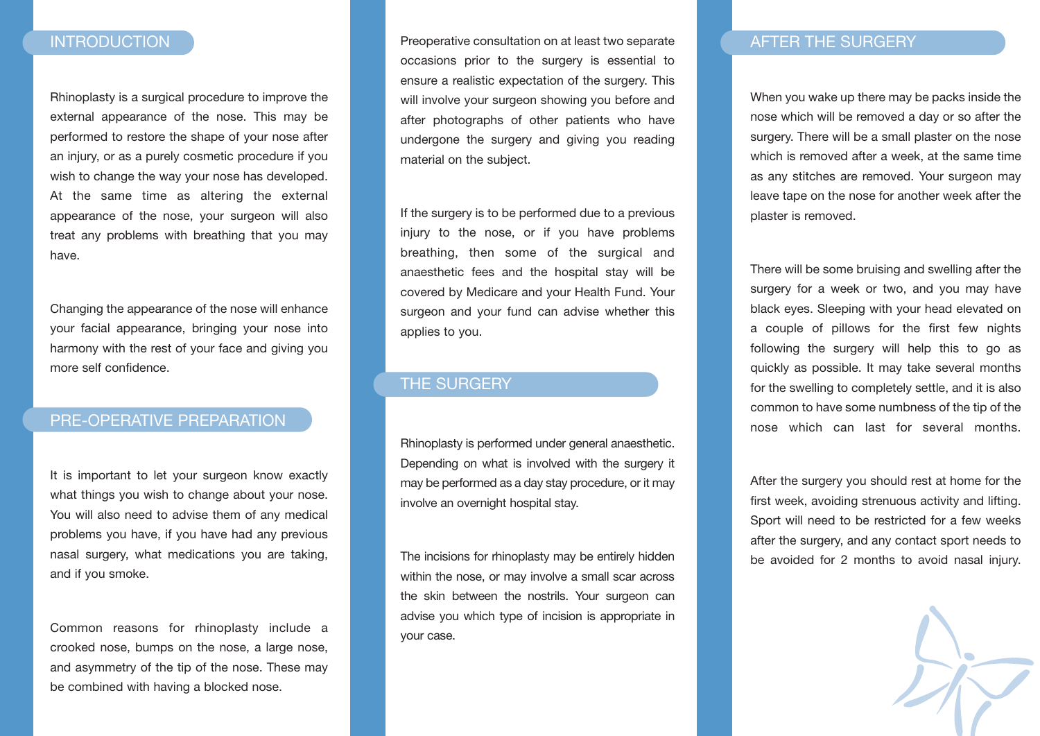## INTRODUCTION

Rhinoplasty is a surgical procedure to improve the external appearance of the nose. This may be performed to restore the shape of your nose after an injury, or as a purely cosmetic procedure if you wish to change the way your nose has developed. At the same time as altering the external appearance of the nose, your surgeon will also treat any problems with breathing that you may have.

Changing the appearance of the nose will enhance your facial appearance, bringing your nose into harmony with the rest of your face and giving you more self confidence.

## PRE-OPERATIVE PREPARATION

It is important to let your surgeon know exactly what things you wish to change about your nose. You will also need to advise them of any medical problems you have, if you have had any previous nasal surgery, what medications you are taking, and if you smoke.

Common reasons for rhinoplasty include a crooked nose, bumps on the nose, a large nose, and asymmetry of the tip of the nose. These may be combined with having a blocked nose.

Preoperative consultation on at least two separate occasions prior to the surgery is essential to ensure a realistic expectation of the surgery. This will involve your surgeon showing you before and after photographs of other patients who have undergone the surgery and giving you reading material on the subject.

If the surgery is to be performed due to a previous injury to the nose, or if you have problems breathing, then some of the surgical and anaesthetic fees and the hospital stay will be covered by Medicare and your Health Fund. Your surgeon and your fund can advise whether this applies to you.

## THE SURGERY

Rhinoplasty is performed under general anaesthetic. Depending on what is involved with the surgery it may be performed as a day stay procedure, or it may involve an overnight hospital stay.

The incisions for rhinoplasty may be entirely hidden within the nose, or may involve a small scar across the skin between the nostrils. Your surgeon can advise you which type of incision is appropriate in your case.

## AFTER THE SURGERY

When you wake up there may be packs inside the nose which will be removed a day or so after the surgery. There will be a small plaster on the nose which is removed after a week, at the same time as any stitches are removed. Your surgeon may leave tape on the nose for another week after the plaster is removed.

There will be some bruising and swelling after the surgery for a week or two, and you may have black eyes. Sleeping with your head elevated on a couple of pillows for the first few nights following the surgery will help this to go as quickly as possible. It may take several months for the swelling to completely settle, and it is also common to have some numbness of the tip of the nose which can last for several months.

After the surgery you should rest at home for the first week, avoiding strenuous activity and lifting. Sport will need to be restricted for a few weeks after the surgery, and any contact sport needs to be avoided for 2 months to avoid nasal injury.